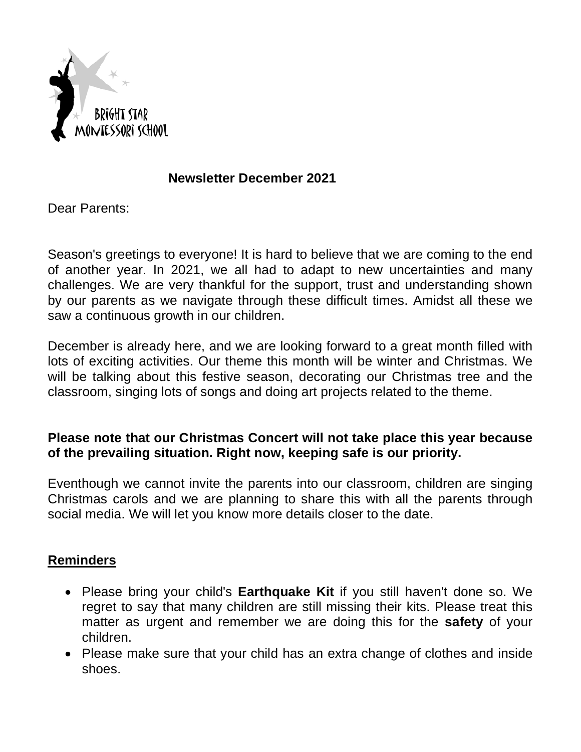BRIGHT STAR MONTESSORI SCHOOL

**Newsletter December 2021**

Dear Parents:

Season's greetings to everyone! It is hard to believe that we are coming to the end of another year. In 2021, we all had to adapt to new uncertainties and many challenges. We are very thankful for the support, trust and understanding shown by our parents as we navigate through these difficult times. Amidst all these we saw a continuous growth in our children.

December is already here, and we are looking forward to a great month filled with lots of exciting activities. Our theme this month will be winter and Christmas. We will be talking about this festive season, decorating our Christmas tree and the classroom, singing lots of songs and doing art projects related to the theme.

**Please note that our Christmas Concert will not take place this year because of the prevailing situation. Right now, keeping safe is our priority.**

Eventhough we cannot invite the parents into our classroom, children are singing Christmas carols and we are planning to share this with all the parents through social media. We will let you know more details closer to the date.

## Reminders

- Please bring your child's **Earthquake Kit** if you still haven't done so. We regret to say that many children are still missing their kits. Please treat this matter as urgent and remember we are doing this for the **safety** of your children.
- Please make sure that your child has an extra change of clothes and inside shoes.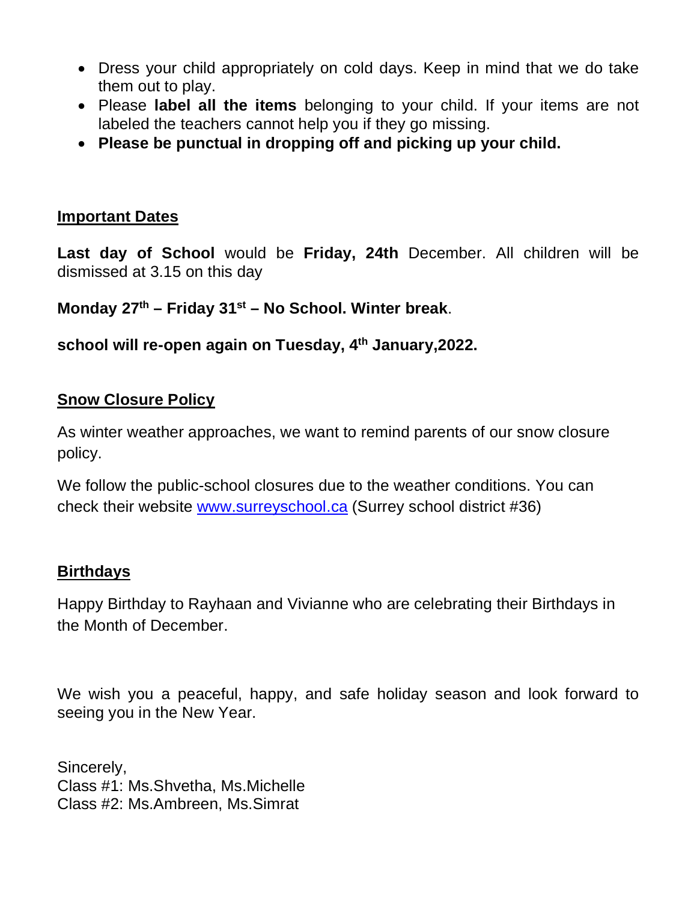- Dress your child appropriately on cold days. Keep in mind that we do take them out to play.
- Please **label all the items** belonging to your child. If your items are not labeled the teachers cannot help you if they go missing.
- **Please be punctual in dropping off and picking up your child.**

**<u>Important Dates</u>**

**Last day of School** would be **Friday, 24th** December. All children will be dismissed at 3.15 on this day

**Monday 27th – Friday 31st – No School. Winter break**.

**school will re-open again on Tuesday, 4th January,2022.**

**<u>Snow Closure Policy</u>**

As winter weather approaches, we want to remind parents of our snow closure policy.

We follow the public-school closures due to the weather conditions. You can check their website [www.surreyschool.ca](www.surreyschool.ca) (Surrey school district #36)

**<u>Birthdays</u>**

Happy Birthday to Rayhaan and Vivianne who are celebrating their Birthdays in the Month of December.

We wish you a peaceful, happy, and safe holiday season and look forward to seeing you in the New Year.

Sincerely,
Class #1: Ms.Shvetha, Ms.Michelle
Class #2: Ms.Ambreen, Ms.Simrat